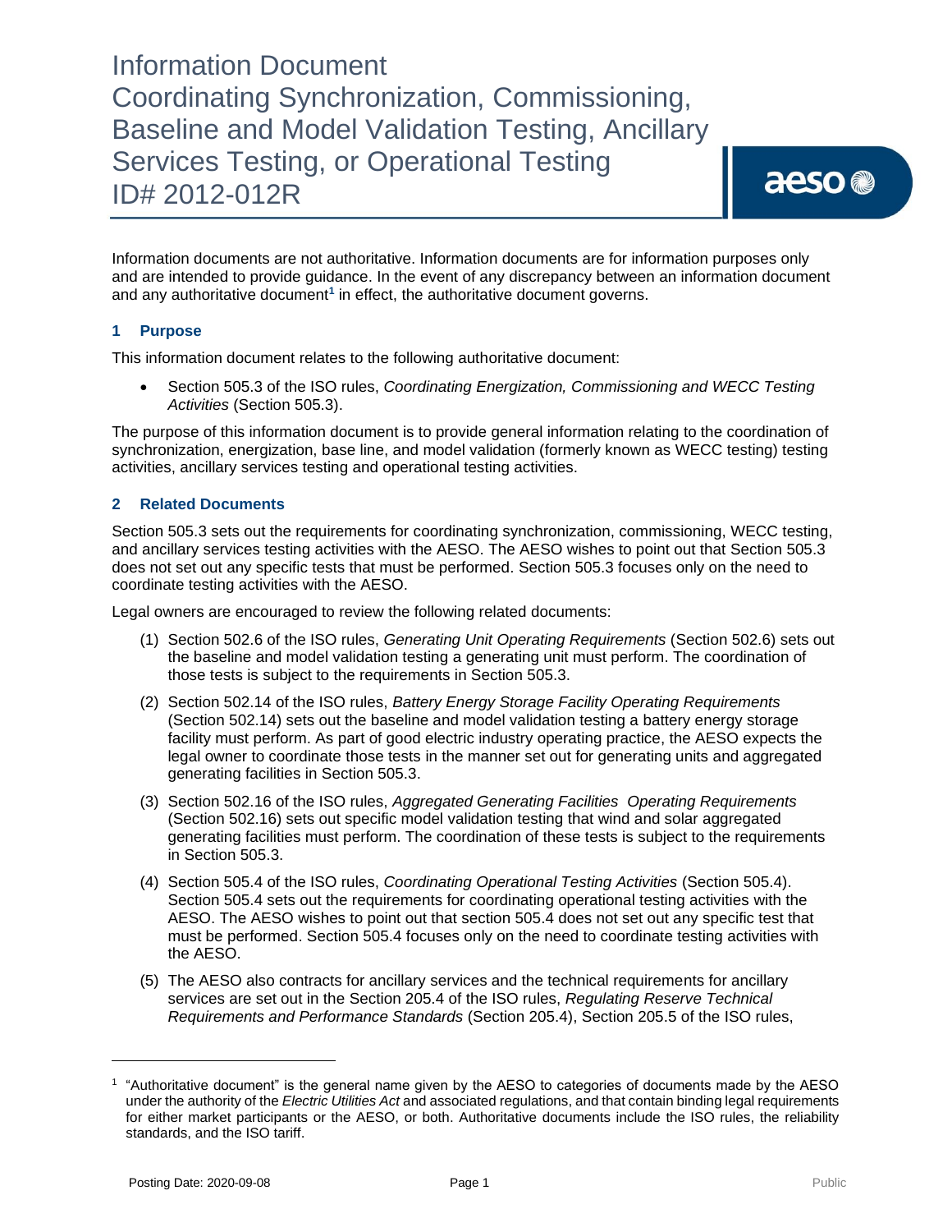# Information Document
# Coordinating Synchronization, Commissioning, Baseline and Model Validation Testing, Ancillary Services Testing, or Operational Testing
# ID# 2012-012R

Information documents are not authoritative. Information documents are for information purposes only and are intended to provide guidance. In the event of any discrepancy between an information document and any authoritative document[1] in effect, the authoritative document governs.

## 1 Purpose

This information document relates to the following authoritative document:

- Section 505.3 of the ISO rules, *Coordinating Energization, Commissioning and WECC Testing Activities* (Section 505.3).

The purpose of this information document is to provide general information relating to the coordination of synchronization, energization, base line, and model validation (formerly known as WECC testing) testing activities, ancillary services testing and operational testing activities.

## 2 Related Documents

Section 505.3 sets out the requirements for coordinating synchronization, commissioning, WECC testing, and ancillary services testing activities with the AESO. The AESO wishes to point out that Section 505.3 does not set out any specific tests that must be performed. Section 505.3 focuses only on the need to coordinate testing activities with the AESO.

Legal owners are encouraged to review the following related documents:

(1) Section 502.6 of the ISO rules, *Generating Unit Operating Requirements* (Section 502.6) sets out the baseline and model validation testing a generating unit must perform. The coordination of those tests is subject to the requirements in Section 505.3.

(2) Section 502.14 of the ISO rules, *Battery Energy Storage Facility Operating Requirements* (Section 502.14) sets out the baseline and model validation testing a battery energy storage facility must perform. As part of good electric industry operating practice, the AESO expects the legal owner to coordinate those tests in the manner set out for generating units and aggregated generating facilities in Section 505.3.

(3) Section 502.16 of the ISO rules, *Aggregated Generating Facilities Operating Requirements* (Section 502.16) sets out specific model validation testing that wind and solar aggregated generating facilities must perform. The coordination of these tests is subject to the requirements in Section 505.3.

(4) Section 505.4 of the ISO rules, *Coordinating Operational Testing Activities* (Section 505.4). Section 505.4 sets out the requirements for coordinating operational testing activities with the AESO. The AESO wishes to point out that section 505.4 does not set out any specific test that must be performed. Section 505.4 focuses only on the need to coordinate testing activities with the AESO.

(5) The AESO also contracts for ancillary services and the technical requirements for ancillary services are set out in the Section 205.4 of the ISO rules, *Regulating Reserve Technical Requirements and Performance Standards* (Section 205.4), Section 205.5 of the ISO rules,

[1] "Authoritative document" is the general name given by the AESO to categories of documents made by the AESO under the authority of the *Electric Utilities Act* and associated regulations, and that contain binding legal requirements for either market participants or the AESO, or both. Authoritative documents include the ISO rules, the reliability standards, and the ISO tariff.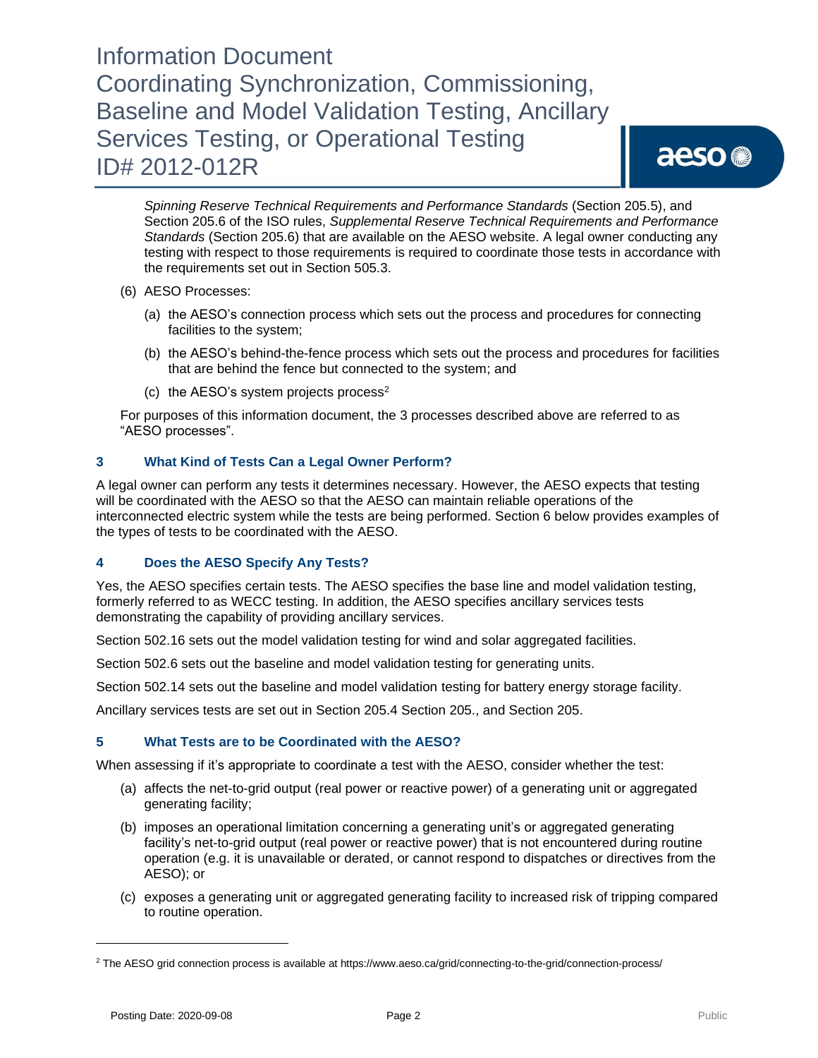*Spinning Reserve Technical Requirements and Performance Standards* (Section 205.5), and Section 205.6 of the ISO rules, *Supplemental Reserve Technical Requirements and Performance Standards* (Section 205.6) that are available on the AESO website. A legal owner conducting any testing with respect to those requirements is required to coordinate those tests in accordance with the requirements set out in Section 505.3.

(6) AESO Processes:

(a) the AESO's connection process which sets out the process and procedures for connecting facilities to the system;

(b) the AESO's behind-the-fence process which sets out the process and procedures for facilities that are behind the fence but connected to the system; and

(c) the AESO's system projects process[2]

For purposes of this information document, the 3 processes described above are referred to as "AESO processes".

## 3 What Kind of Tests Can a Legal Owner Perform?

A legal owner can perform any tests it determines necessary. However, the AESO expects that testing will be coordinated with the AESO so that the AESO can maintain reliable operations of the interconnected electric system while the tests are being performed. Section 6 below provides examples of the types of tests to be coordinated with the AESO.

## 4 Does the AESO Specify Any Tests?

Yes, the AESO specifies certain tests. The AESO specifies the base line and model validation testing, formerly referred to as WECC testing. In addition, the AESO specifies ancillary services tests demonstrating the capability of providing ancillary services.

Section 502.16 sets out the model validation testing for wind and solar aggregated facilities.

Section 502.6 sets out the baseline and model validation testing for generating units.

Section 502.14 sets out the baseline and model validation testing for battery energy storage facility.

Ancillary services tests are set out in Section 205.4 Section 205., and Section 205.

## 5 What Tests are to be Coordinated with the AESO?

When assessing if it's appropriate to coordinate a test with the AESO, consider whether the test:

(a) affects the net-to-grid output (real power or reactive power) of a generating unit or aggregated generating facility;

(b) imposes an operational limitation concerning a generating unit's or aggregated generating facility's net-to-grid output (real power or reactive power) that is not encountered during routine operation (e.g. it is unavailable or derated, or cannot respond to dispatches or directives from the AESO); or

(c) exposes a generating unit or aggregated generating facility to increased risk of tripping compared to routine operation.

---

[2] The AESO grid connection process is available at https://www.aeso.ca/grid/connecting-to-the-grid/connection-process/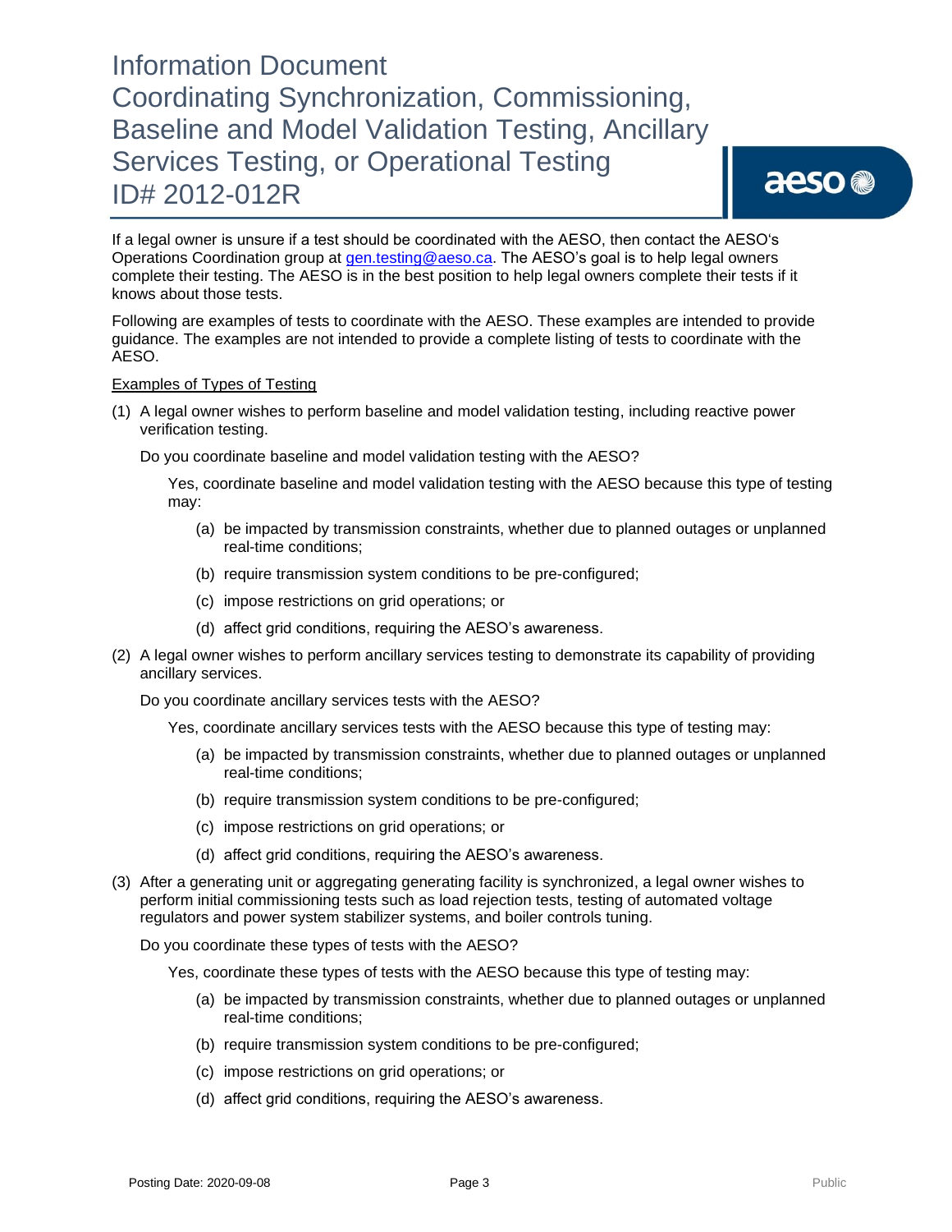If a legal owner is unsure if a test should be coordinated with the AESO, then contact the AESO's Operations Coordination group at gen.testing@aeso.ca. The AESO's goal is to help legal owners complete their testing. The AESO is in the best position to help legal owners complete their tests if it knows about those tests.

Following are examples of tests to coordinate with the AESO. These examples are intended to provide guidance. The examples are not intended to provide a complete listing of tests to coordinate with the AESO.

Examples of Types of Testing

(1) A legal owner wishes to perform baseline and model validation testing, including reactive power verification testing.

Do you coordinate baseline and model validation testing with the AESO?

Yes, coordinate baseline and model validation testing with the AESO because this type of testing may:

(a) be impacted by transmission constraints, whether due to planned outages or unplanned real-time conditions;

(b) require transmission system conditions to be pre-configured;

(c) impose restrictions on grid operations; or

(d) affect grid conditions, requiring the AESO's awareness.

(2) A legal owner wishes to perform ancillary services testing to demonstrate its capability of providing ancillary services.

Do you coordinate ancillary services tests with the AESO?

Yes, coordinate ancillary services tests with the AESO because this type of testing may:

(a) be impacted by transmission constraints, whether due to planned outages or unplanned real-time conditions;

(b) require transmission system conditions to be pre-configured;

(c) impose restrictions on grid operations; or

(d) affect grid conditions, requiring the AESO's awareness.

(3) After a generating unit or aggregating generating facility is synchronized, a legal owner wishes to perform initial commissioning tests such as load rejection tests, testing of automated voltage regulators and power system stabilizer systems, and boiler controls tuning.

Do you coordinate these types of tests with the AESO?

Yes, coordinate these types of tests with the AESO because this type of testing may:

(a) be impacted by transmission constraints, whether due to planned outages or unplanned real-time conditions;

(b) require transmission system conditions to be pre-configured;

(c) impose restrictions on grid operations; or

(d) affect grid conditions, requiring the AESO's awareness.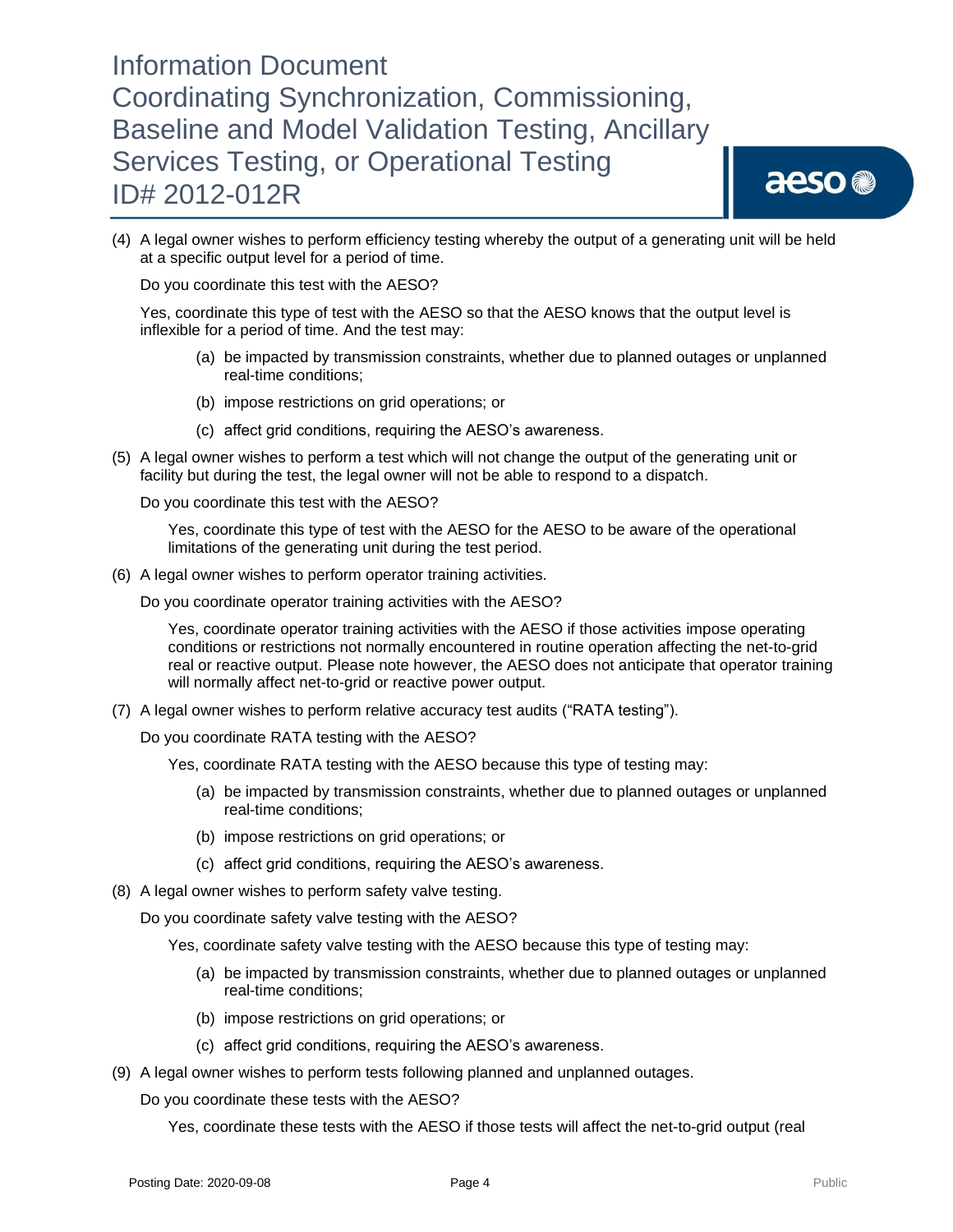(4) A legal owner wishes to perform efficiency testing whereby the output of a generating unit will be held at a specific output level for a period of time.

Do you coordinate this test with the AESO?

Yes, coordinate this type of test with the AESO so that the AESO knows that the output level is inflexible for a period of time. And the test may:

(a) be impacted by transmission constraints, whether due to planned outages or unplanned real-time conditions;

(b) impose restrictions on grid operations; or

(c) affect grid conditions, requiring the AESO's awareness.

(5) A legal owner wishes to perform a test which will not change the output of the generating unit or facility but during the test, the legal owner will not be able to respond to a dispatch.

Do you coordinate this test with the AESO?

Yes, coordinate this type of test with the AESO for the AESO to be aware of the operational limitations of the generating unit during the test period.

(6) A legal owner wishes to perform operator training activities.

Do you coordinate operator training activities with the AESO?

Yes, coordinate operator training activities with the AESO if those activities impose operating conditions or restrictions not normally encountered in routine operation affecting the net-to-grid real or reactive output. Please note however, the AESO does not anticipate that operator training will normally affect net-to-grid or reactive power output.

(7) A legal owner wishes to perform relative accuracy test audits ("RATA testing").

Do you coordinate RATA testing with the AESO?

Yes, coordinate RATA testing with the AESO because this type of testing may:

(a) be impacted by transmission constraints, whether due to planned outages or unplanned real-time conditions;

(b) impose restrictions on grid operations; or

(c) affect grid conditions, requiring the AESO's awareness.

(8) A legal owner wishes to perform safety valve testing.

Do you coordinate safety valve testing with the AESO?

Yes, coordinate safety valve testing with the AESO because this type of testing may:

(a) be impacted by transmission constraints, whether due to planned outages or unplanned real-time conditions;

(b) impose restrictions on grid operations; or

(c) affect grid conditions, requiring the AESO's awareness.

(9) A legal owner wishes to perform tests following planned and unplanned outages.

Do you coordinate these tests with the AESO?

Yes, coordinate these tests with the AESO if those tests will affect the net-to-grid output (real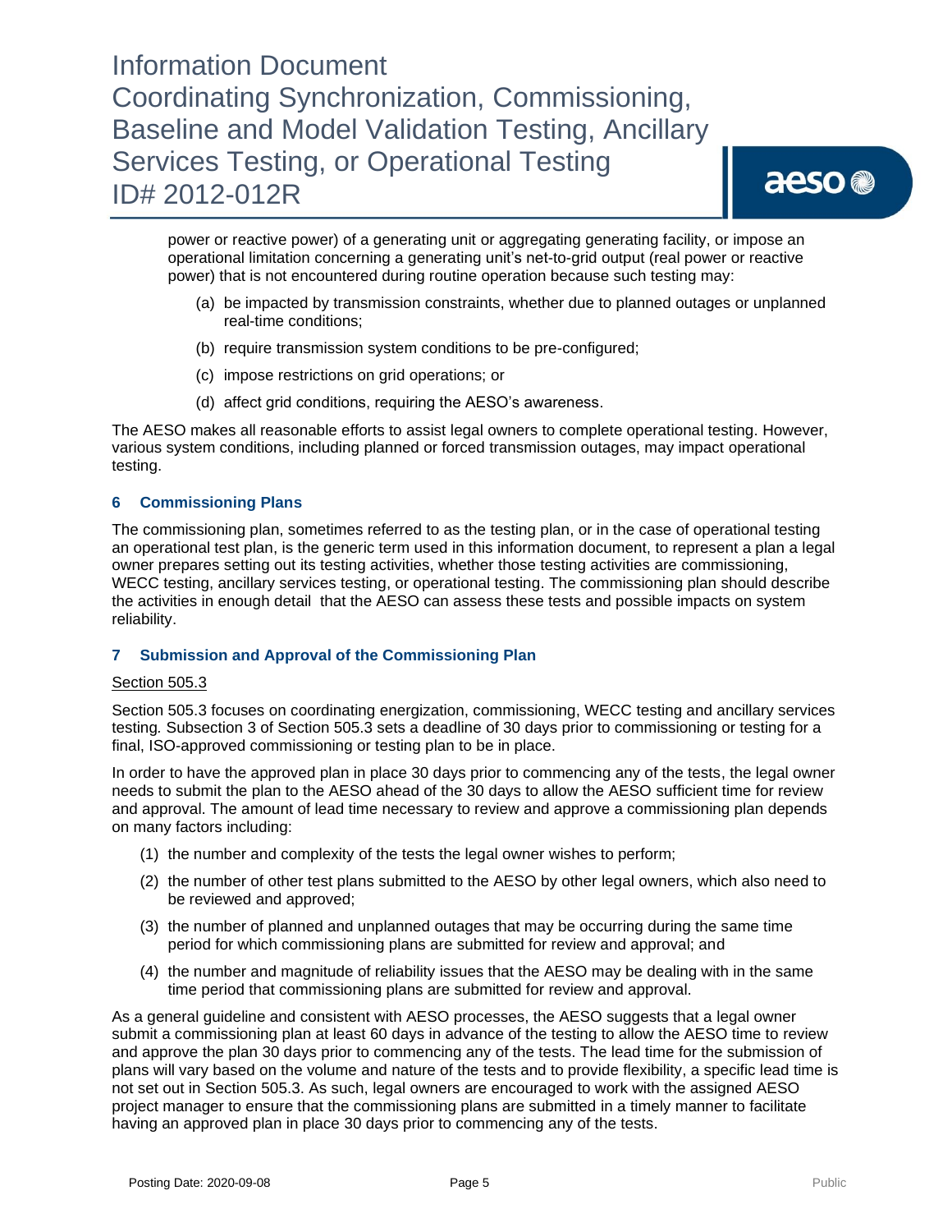power or reactive power) of a generating unit or aggregating generating facility, or impose an operational limitation concerning a generating unit's net-to-grid output (real power or reactive power) that is not encountered during routine operation because such testing may:

(a) be impacted by transmission constraints, whether due to planned outages or unplanned real-time conditions;

(b) require transmission system conditions to be pre-configured;

(c) impose restrictions on grid operations; or

(d) affect grid conditions, requiring the AESO's awareness.

The AESO makes all reasonable efforts to assist legal owners to complete operational testing. However, various system conditions, including planned or forced transmission outages, may impact operational testing.

## 6 Commissioning Plans

The commissioning plan, sometimes referred to as the testing plan, or in the case of operational testing an operational test plan, is the generic term used in this information document, to represent a plan a legal owner prepares setting out its testing activities, whether those testing activities are commissioning, WECC testing, ancillary services testing, or operational testing. The commissioning plan should describe the activities in enough detail that the AESO can assess these tests and possible impacts on system reliability.

## 7 Submission and Approval of the Commissioning Plan

<u>Section 505.3</u>

Section 505.3 focuses on coordinating energization, commissioning, WECC testing and ancillary services testing. Subsection 3 of Section 505.3 sets a deadline of 30 days prior to commissioning or testing for a final, ISO-approved commissioning or testing plan to be in place.

In order to have the approved plan in place 30 days prior to commencing any of the tests, the legal owner needs to submit the plan to the AESO ahead of the 30 days to allow the AESO sufficient time for review and approval. The amount of lead time necessary to review and approve a commissioning plan depends on many factors including:

(1) the number and complexity of the tests the legal owner wishes to perform;

(2) the number of other test plans submitted to the AESO by other legal owners, which also need to be reviewed and approved;

(3) the number of planned and unplanned outages that may be occurring during the same time period for which commissioning plans are submitted for review and approval; and

(4) the number and magnitude of reliability issues that the AESO may be dealing with in the same time period that commissioning plans are submitted for review and approval.

As a general guideline and consistent with AESO processes, the AESO suggests that a legal owner submit a commissioning plan at least 60 days in advance of the testing to allow the AESO time to review and approve the plan 30 days prior to commencing any of the tests. The lead time for the submission of plans will vary based on the volume and nature of the tests and to provide flexibility, a specific lead time is not set out in Section 505.3. As such, legal owners are encouraged to work with the assigned AESO project manager to ensure that the commissioning plans are submitted in a timely manner to facilitate having an approved plan in place 30 days prior to commencing any of the tests.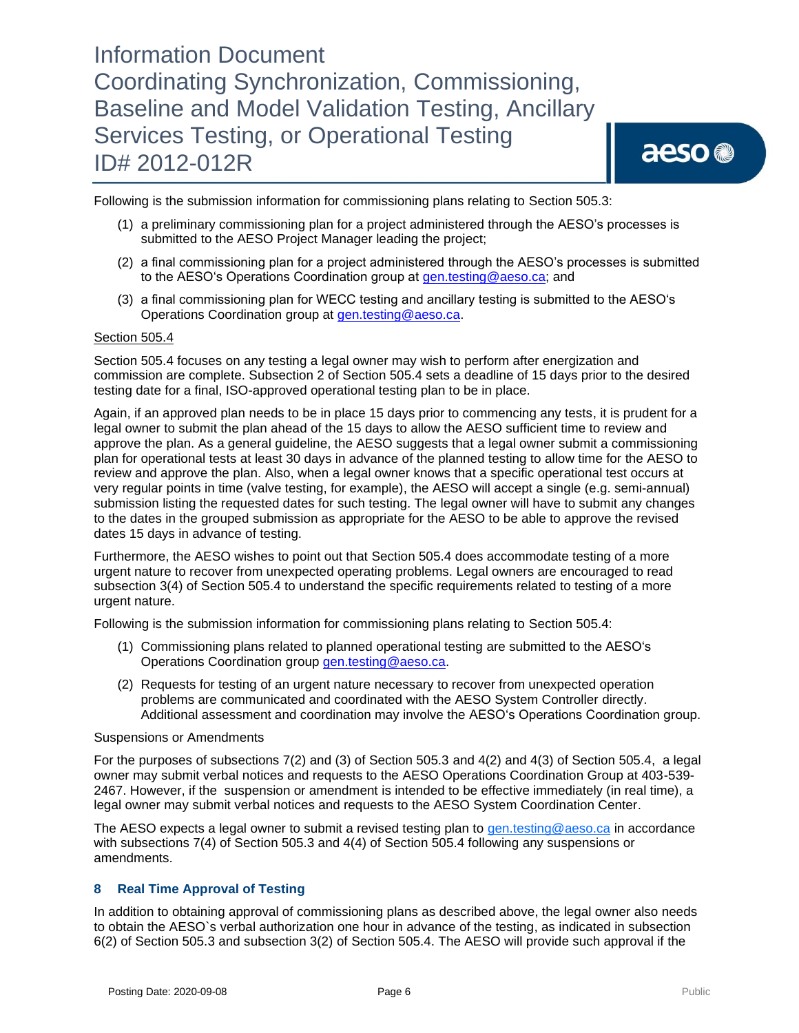Following is the submission information for commissioning plans relating to Section 505.3:

(1) a preliminary commissioning plan for a project administered through the AESO's processes is submitted to the AESO Project Manager leading the project;

(2) a final commissioning plan for a project administered through the AESO's processes is submitted to the AESO's Operations Coordination group at gen.testing@aeso.ca; and

(3) a final commissioning plan for WECC testing and ancillary testing is submitted to the AESO's Operations Coordination group at gen.testing@aeso.ca.

Section 505.4

Section 505.4 focuses on any testing a legal owner may wish to perform after energization and commission are complete. Subsection 2 of Section 505.4 sets a deadline of 15 days prior to the desired testing date for a final, ISO-approved operational testing plan to be in place.

Again, if an approved plan needs to be in place 15 days prior to commencing any tests, it is prudent for a legal owner to submit the plan ahead of the 15 days to allow the AESO sufficient time to review and approve the plan. As a general guideline, the AESO suggests that a legal owner submit a commissioning plan for operational tests at least 30 days in advance of the planned testing to allow time for the AESO to review and approve the plan. Also, when a legal owner knows that a specific operational test occurs at very regular points in time (valve testing, for example), the AESO will accept a single (e.g. semi-annual) submission listing the requested dates for such testing. The legal owner will have to submit any changes to the dates in the grouped submission as appropriate for the AESO to be able to approve the revised dates 15 days in advance of testing.

Furthermore, the AESO wishes to point out that Section 505.4 does accommodate testing of a more urgent nature to recover from unexpected operating problems. Legal owners are encouraged to read subsection 3(4) of Section 505.4 to understand the specific requirements related to testing of a more urgent nature.

Following is the submission information for commissioning plans relating to Section 505.4:

(1) Commissioning plans related to planned operational testing are submitted to the AESO's Operations Coordination group gen.testing@aeso.ca.

(2) Requests for testing of an urgent nature necessary to recover from unexpected operation problems are communicated and coordinated with the AESO System Controller directly. Additional assessment and coordination may involve the AESO's Operations Coordination group.

Suspensions or Amendments

For the purposes of subsections 7(2) and (3) of Section 505.3 and 4(2) and 4(3) of Section 505.4, a legal owner may submit verbal notices and requests to the AESO Operations Coordination Group at 403-539-2467. However, if the suspension or amendment is intended to be effective immediately (in real time), a legal owner may submit verbal notices and requests to the AESO System Coordination Center.

The AESO expects a legal owner to submit a revised testing plan to gen.testing@aeso.ca in accordance with subsections 7(4) of Section 505.3 and 4(4) of Section 505.4 following any suspensions or amendments.

## 8 Real Time Approval of Testing

In addition to obtaining approval of commissioning plans as described above, the legal owner also needs to obtain the AESO`s verbal authorization one hour in advance of the testing, as indicated in subsection 6(2) of Section 505.3 and subsection 3(2) of Section 505.4. The AESO will provide such approval if the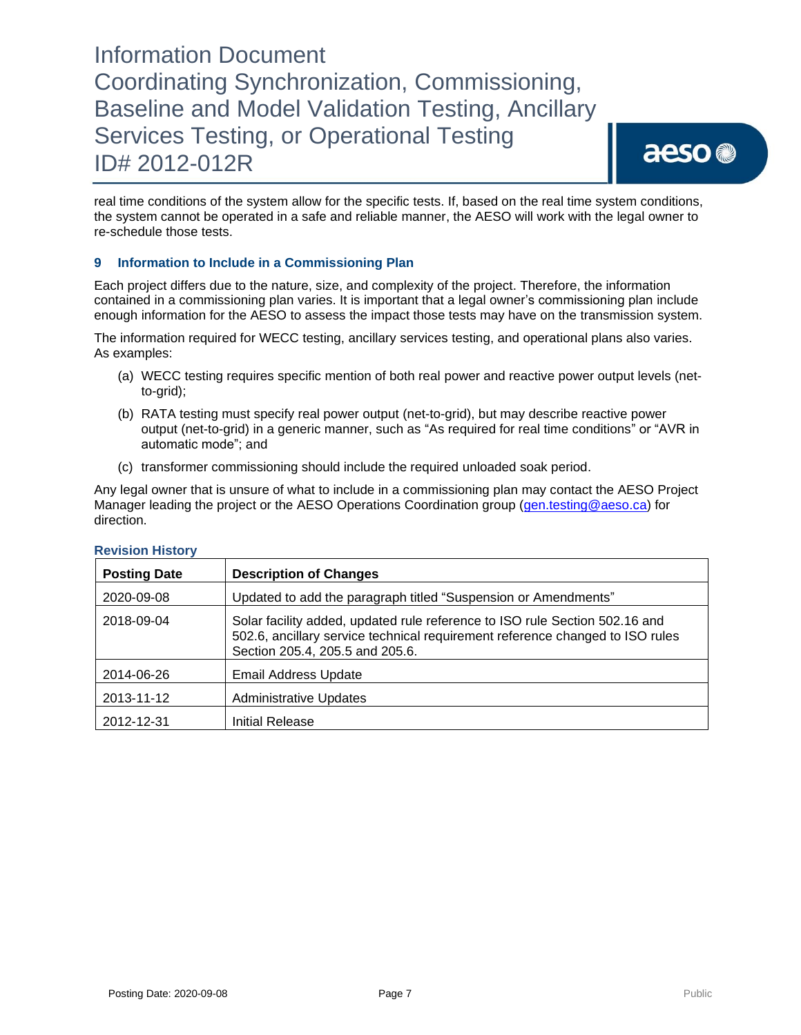real time conditions of the system allow for the specific tests. If, based on the real time system conditions, the system cannot be operated in a safe and reliable manner, the AESO will work with the legal owner to re-schedule those tests.

## 9 Information to Include in a Commissioning Plan

Each project differs due to the nature, size, and complexity of the project. Therefore, the information contained in a commissioning plan varies. It is important that a legal owner's commissioning plan include enough information for the AESO to assess the impact those tests may have on the transmission system.

The information required for WECC testing, ancillary services testing, and operational plans also varies. As examples:

(a) WECC testing requires specific mention of both real power and reactive power output levels (net-to-grid);

(b) RATA testing must specify real power output (net-to-grid), but may describe reactive power output (net-to-grid) in a generic manner, such as "As required for real time conditions" or "AVR in automatic mode"; and

(c) transformer commissioning should include the required unloaded soak period.

Any legal owner that is unsure of what to include in a commissioning plan may contact the AESO Project Manager leading the project or the AESO Operations Coordination group (gen.testing@aeso.ca) for direction.

### Revision History

| Posting Date | Description of Changes |
|---|---|
| 2020-09-08 | Updated to add the paragraph titled "Suspension or Amendments" |
| 2018-09-04 | Solar facility added, updated rule reference to ISO rule Section 502.16 and 502.6, ancillary service technical requirement reference changed to ISO rules Section 205.4, 205.5 and 205.6. |
| 2014-06-26 | Email Address Update |
| 2013-11-12 | Administrative Updates |
| 2012-12-31 | Initial Release |